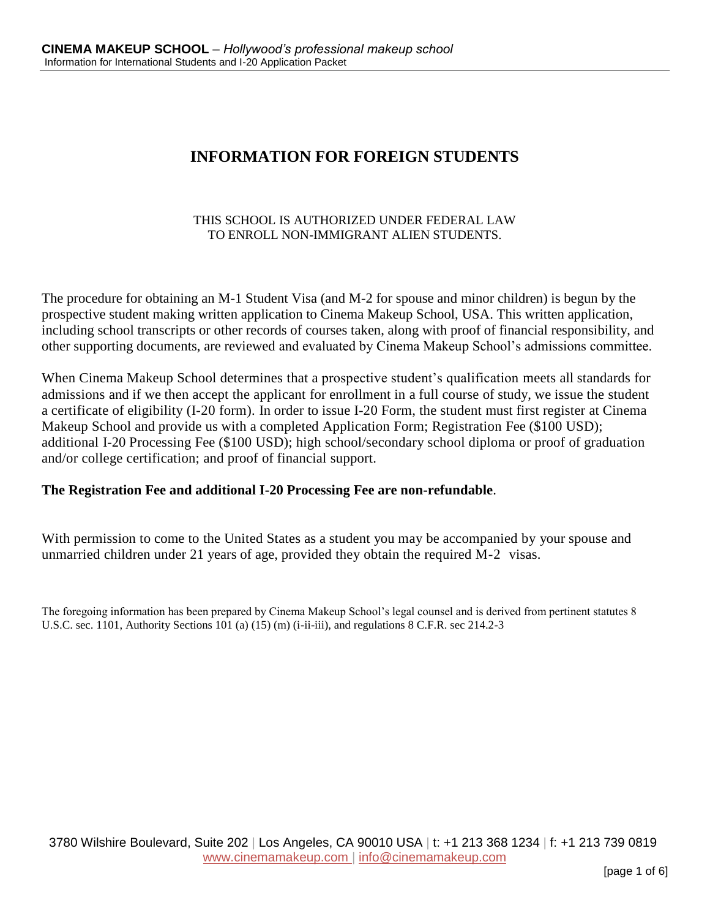# INFORMATION FOR FOREIGN STUDENTS

THIS SCHOOL IS AUTHORIZED UNDER FEDERAL LAW
TO ENROLL NON-IMMIGRANT ALIEN STUDENTS.

The procedure for obtaining an M-1 Student Visa (and M-2 for spouse and minor children) is begun by the prospective student making written application to Cinema Makeup School, USA. This written application, including school transcripts or other records of courses taken, along with proof of financial responsibility, and other supporting documents, are reviewed and evaluated by Cinema Makeup School's admissions committee.

When Cinema Makeup School determines that a prospective student's qualification meets all standards for admissions and if we then accept the applicant for enrollment in a full course of study, we issue the student a certificate of eligibility (I-20 form). In order to issue I-20 Form, the student must first register at Cinema Makeup School and provide us with a completed Application Form; Registration Fee ($100 USD); additional I-20 Processing Fee ($100 USD); high school/secondary school diploma or proof of graduation and/or college certification; and proof of financial support.

**The Registration Fee and additional I-20 Processing Fee are non-refundable**.

With permission to come to the United States as a student you may be accompanied by your spouse and unmarried children under 21 years of age, provided they obtain the required M-2 visas.

The foregoing information has been prepared by Cinema Makeup School's legal counsel and is derived from pertinent statutes 8 U.S.C. sec. 1101, Authority Sections 101 (a) (15) (m) (i-ii-iii), and regulations 8 C.F.R. sec 214.2-3

3780 Wilshire Boulevard, Suite 202 | Los Angeles, CA 90010 USA | t: +1 213 368 1234 | f: +1 213 739 0819
www.cinemamakeup.com | info@cinemamakeup.com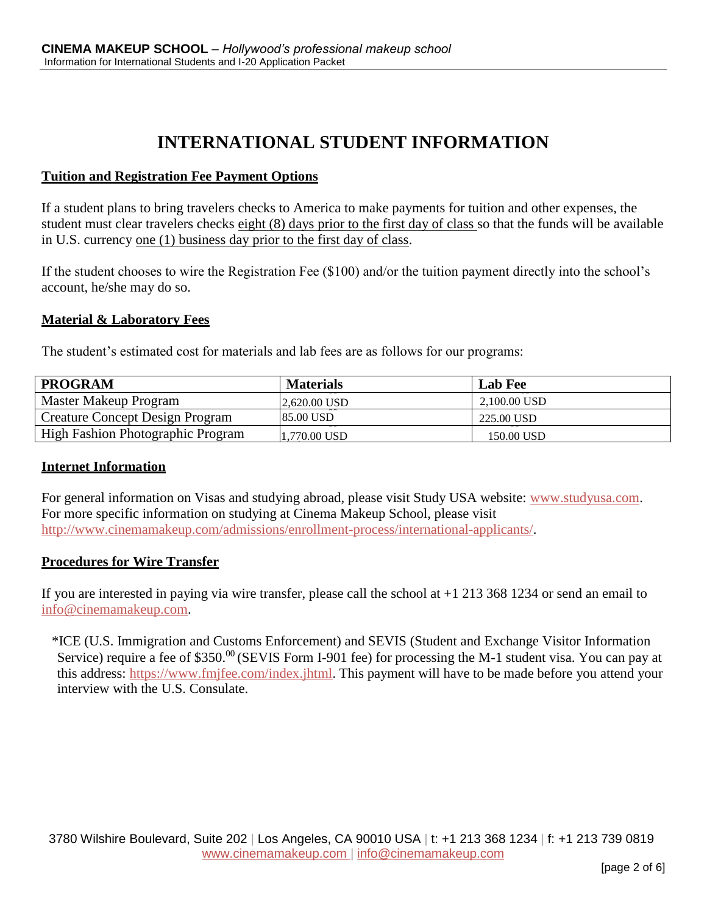# INTERNATIONAL STUDENT INFORMATION

## Tuition and Registration Fee Payment Options

If a student plans to bring travelers checks to America to make payments for tuition and other expenses, the student must clear travelers checks eight (8) days prior to the first day of class so that the funds will be available in U.S. currency one (1) business day prior to the first day of class.

If the student chooses to wire the Registration Fee ($100) and/or the tuition payment directly into the school's account, he/she may do so.

## Material & Laboratory Fees

The student's estimated cost for materials and lab fees are as follows for our programs:

| PROGRAM | Materials | Lab Fee |
|---|---|---|
| Master Makeup Program | 2,620.00 USD | 2,100.00 USD |
| Creature Concept Design Program | 85.00 USD | 225.00 USD |
| High Fashion Photographic Program | 1,770.00 USD | 150.00 USD |

## Internet Information

For general information on Visas and studying abroad, please visit Study USA website: www.studyusa.com.
For more specific information on studying at Cinema Makeup School, please visit http://www.cinemamakeup.com/admissions/enrollment-process/international-applicants/.

## Procedures for Wire Transfer

If you are interested in paying via wire transfer, please call the school at +1 213 368 1234 or send an email to info@cinemamakeup.com.

*ICE (U.S. Immigration and Customs Enforcement) and SEVIS (Student and Exchange Visitor Information Service) require a fee of $350.00 (SEVIS Form I-901 fee) for processing the M-1 student visa. You can pay at this address: https://www.fmjfee.com/index.jhtml. This payment will have to be made before you attend your interview with the U.S. Consulate.

3780 Wilshire Boulevard, Suite 202 | Los Angeles, CA 90010 USA | t: +1 213 368 1234 | f: +1 213 739 0819
www.cinemamakeup.com | info@cinemamakeup.com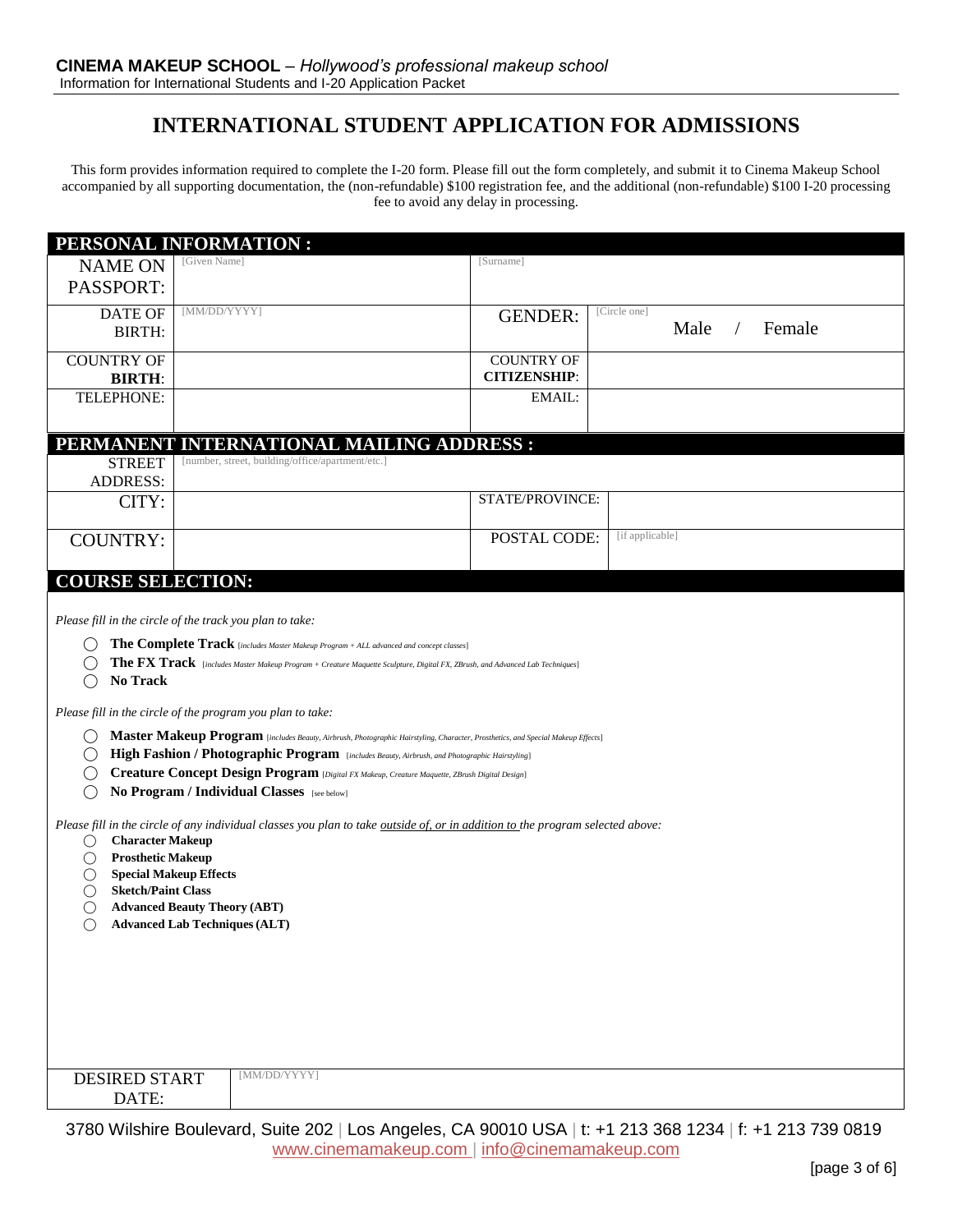# INTERNATIONAL STUDENT APPLICATION FOR ADMISSIONS

This form provides information required to complete the I-20 form. Please fill out the form completely, and submit it to Cinema Makeup School accompanied by all supporting documentation, the (non-refundable) $100 registration fee, and the additional (non-refundable) $100 I-20 processing fee to avoid any delay in processing.

## PERSONAL INFORMATION :

| | | | |
|---|---|---|---|
| NAME ON PASSPORT: | [Given Name] | [Surname] | |
| DATE OF BIRTH: | [MM/DD/YYYY] | GENDER: | [Circle one] Male / Female |
| COUNTRY OF **BIRTH**: | | COUNTRY OF **CITIZENSHIP**: | |
| TELEPHONE: | | EMAIL: | |

## PERMANENT INTERNATIONAL MAILING ADDRESS :

| | | | |
|---|---|---|---|
| STREET ADDRESS: | [number, street, building/office/apartment/etc.] | | |
| CITY: | | STATE/PROVINCE: | |
| COUNTRY: | | POSTAL CODE: | [if applicable] |

## COURSE SELECTION:

*Please fill in the circle of the track you plan to take:*

- ◯ **The Complete Track** [*includes Master Makeup Program + ALL advanced and concept classes*]
- ◯ **The FX Track** [*includes Master Makeup Program + Creature Maquette Sculpture, Digital FX, ZBrush, and Advanced Lab Techniques*]
- ◯ **No Track**

*Please fill in the circle of the program you plan to take:*

- ◯ **Master Makeup Program** [*includes Beauty, Airbrush, Photographic Hairstyling, Character, Prosthetics, and Special Makeup Effects*]
- ◯ **High Fashion / Photographic Program** [*includes Beauty, Airbrush, and Photographic Hairstyling*]
- ◯ **Creature Concept Design Program** [*Digital FX Makeup, Creature Maquette, ZBrush Digital Design*]
- ◯ **No Program / Individual Classes** [see below]

*Please fill in the circle of any individual classes you plan to take outside of, or in addition to the program selected above:*

- ◯ **Character Makeup**
- ◯ **Prosthetic Makeup**
- ◯ **Special Makeup Effects**
- ◯ **Sketch/Paint Class**
- ◯ **Advanced Beauty Theory (ABT)**
- ◯ **Advanced Lab Techniques (ALT)**

| | |
|---|---|
| DESIRED START DATE: | [MM/DD/YYYY] |

3780 Wilshire Boulevard, Suite 202 | Los Angeles, CA 90010 USA | t: +1 213 368 1234 | f: +1 213 739 0819
www.cinemamakeup.com | info@cinemamakeup.com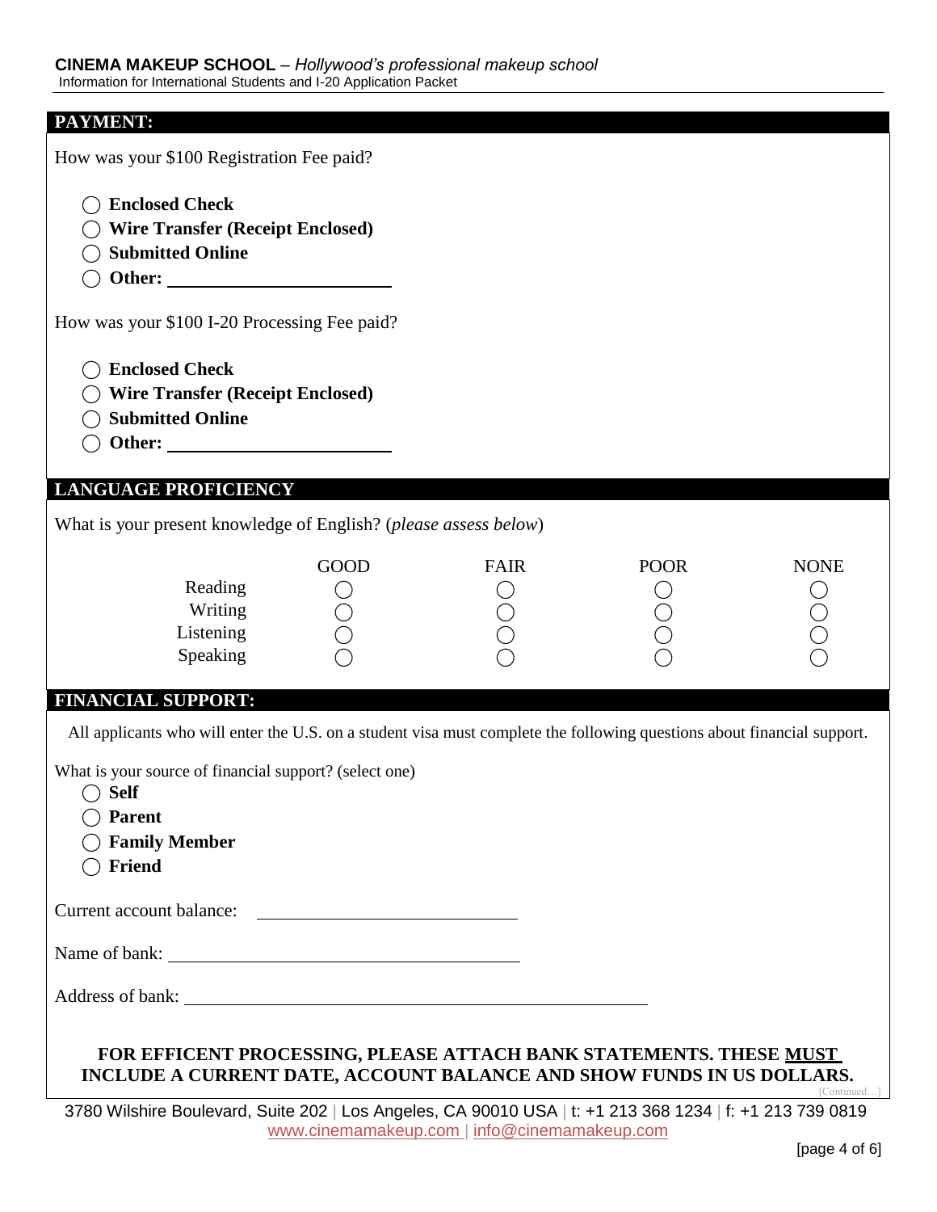## PAYMENT:

How was your $100 Registration Fee paid?

- ◯ **Enclosed Check**
- ◯ **Wire Transfer (Receipt Enclosed)**
- ◯ **Submitted Online**
- ◯ **Other:** ________________________

How was your $100 I-20 Processing Fee paid?

- ◯ **Enclosed Check**
- ◯ **Wire Transfer (Receipt Enclosed)**
- ◯ **Submitted Online**
- ◯ **Other:** ________________________

## LANGUAGE PROFICIENCY

What is your present knowledge of English? (*please assess below*)

| | GOOD | FAIR | POOR | NONE |
|---|---|---|---|---|
| Reading | ◯ | ◯ | ◯ | ◯ |
| Writing | ◯ | ◯ | ◯ | ◯ |
| Listening | ◯ | ◯ | ◯ | ◯ |
| Speaking | ◯ | ◯ | ◯ | ◯ |

## FINANCIAL SUPPORT:

All applicants who will enter the U.S. on a student visa must complete the following questions about financial support.

What is your source of financial support? (select one)

- ◯ **Self**
- ◯ **Parent**
- ◯ **Family Member**
- ◯ **Friend**

Current account balance: ____________________________

Name of bank: ______________________________________

Address of bank: ____________________________________________________

**FOR EFFICENT PROCESSING, PLEASE ATTACH BANK STATEMENTS. THESE MUST INCLUDE A CURRENT DATE, ACCOUNT BALANCE AND SHOW FUNDS IN US DOLLARS.**

[Continued…]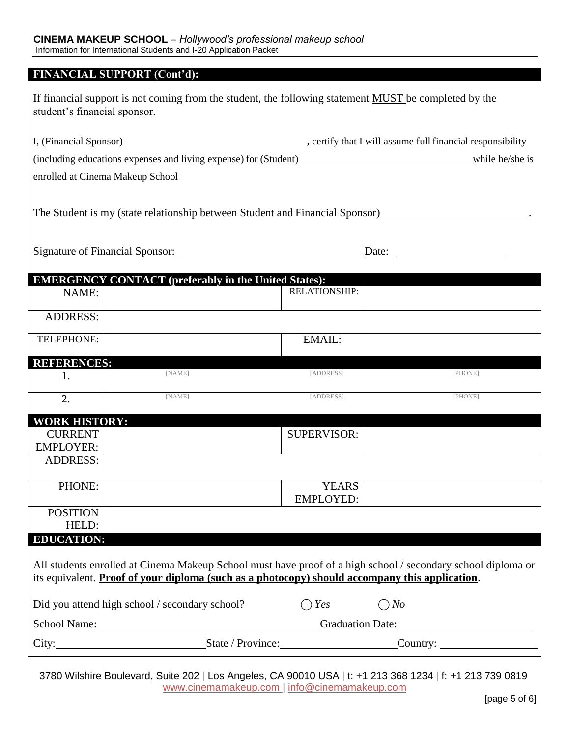## FINANCIAL SUPPORT (Cont'd):

If financial support is not coming from the student, the following statement MUST be completed by the student's financial sponsor.

I, (Financial Sponsor)\_\_\_\_\_\_\_\_\_\_\_\_\_\_\_\_\_\_\_\_\_\_\_\_\_\_\_\_\_\_\_\_, certify that I will assume full financial responsibility (including educations expenses and living expense) for (Student)\_\_\_\_\_\_\_\_\_\_\_\_\_\_\_\_\_\_\_\_\_\_\_\_\_\_\_\_\_\_ while he/she is enrolled at Cinema Makeup School

The Student is my (state relationship between Student and Financial Sponsor)\_\_\_\_\_\_\_\_\_\_\_\_\_\_\_\_\_\_\_\_\_\_\_\_.

Signature of Financial Sponsor:\_\_\_\_\_\_\_\_\_\_\_\_\_\_\_\_\_\_\_\_\_\_\_\_\_\_\_\_\_\_ Date: \_\_\_\_\_\_\_\_\_\_\_\_\_\_\_\_\_\_

## EMERGENCY CONTACT (preferably in the United States):

| | | | |
|---|---|---|---|
| NAME: | | RELATIONSHIP: | |
| ADDRESS: | | | |
| TELEPHONE: | | EMAIL: | |

## REFERENCES:

| | | | |
|---|---|---|---|
| 1. | [NAME] | [ADDRESS] | [PHONE] |
| 2. | [NAME] | [ADDRESS] | [PHONE] |

## WORK HISTORY:

| | | | |
|---|---|---|---|
| CURRENT EMPLOYER: | | SUPERVISOR: | |
| ADDRESS: | | | |
| PHONE: | | YEARS EMPLOYED: | |
| POSITION HELD: | | | |

## EDUCATION:

All students enrolled at Cinema Makeup School must have proof of a high school / secondary school diploma or its equivalent. **Proof of your diploma (such as a photocopy) should accompany this application**.

Did you attend high school / secondary school? ◯ *Yes* ◯ *No*

School Name:\_\_\_\_\_\_\_\_\_\_\_\_\_\_\_\_\_\_\_\_\_\_\_\_\_\_\_\_\_\_\_\_\_\_ Graduation Date: \_\_\_\_\_\_\_\_\_\_\_\_\_\_\_\_\_\_\_\_\_\_

City:\_\_\_\_\_\_\_\_\_\_\_\_\_\_\_\_\_\_\_\_\_\_\_\_ State / Province:\_\_\_\_\_\_\_\_\_\_\_\_\_\_\_\_\_\_\_\_ Country: \_\_\_\_\_\_\_\_\_\_\_\_\_\_\_\_\_\_

3780 Wilshire Boulevard, Suite 202 | Los Angeles, CA 90010 USA | t: +1 213 368 1234 | f: +1 213 739 0819
www.cinemamakeup.com | info@cinemamakeup.com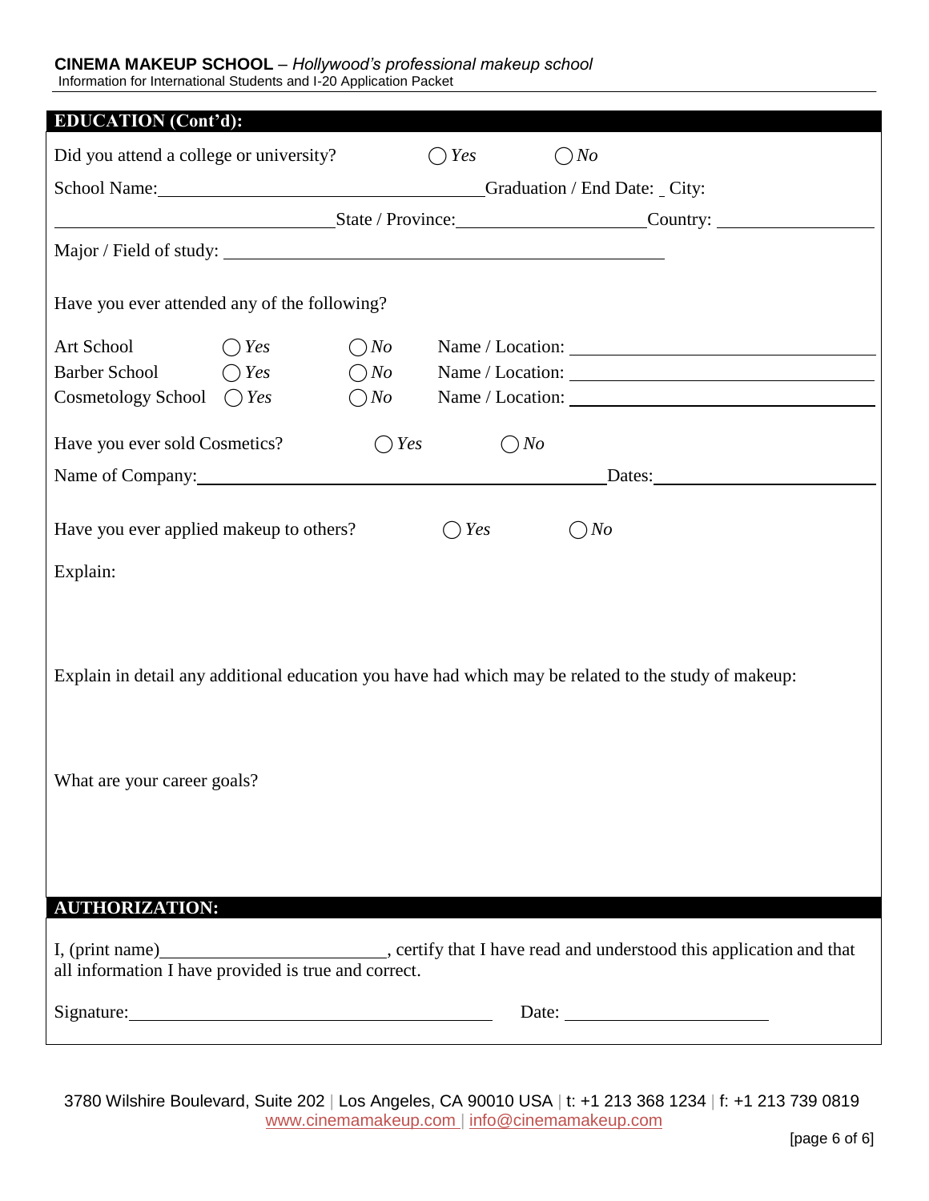## EDUCATION (Cont'd):

Did you attend a college or university? ◯ *Yes* ◯ *No*

School Name: \_\_\_\_\_\_\_\_\_\_\_\_\_\_\_\_\_\_\_\_ Graduation / End Date: \_ City: \_\_\_\_\_\_\_\_\_\_\_\_\_\_\_\_\_\_\_\_ State / Province: \_\_\_\_\_\_\_\_\_\_\_\_ Country: \_\_\_\_\_\_\_\_\_\_\_\_

Major / Field of study: \_\_\_\_\_\_\_\_\_\_\_\_\_\_\_\_\_\_\_\_\_\_\_\_\_\_\_\_\_\_

Have you ever attended any of the following?

| | | | |
|---|---|---|---|
| Art School | ◯ *Yes* | ◯ *No* | Name / Location: \_\_\_\_\_\_\_\_\_\_\_\_\_\_\_\_\_\_\_\_ |
| Barber School | ◯ *Yes* | ◯ *No* | Name / Location: \_\_\_\_\_\_\_\_\_\_\_\_\_\_\_\_\_\_\_\_ |
| Cosmetology School | ◯ *Yes* | ◯ *No* | Name / Location: \_\_\_\_\_\_\_\_\_\_\_\_\_\_\_\_\_\_\_\_ |

Have you ever sold Cosmetics? ◯ *Yes* ◯ *No*

Name of Company: \_\_\_\_\_\_\_\_\_\_\_\_\_\_\_\_\_\_\_\_\_\_\_\_\_\_\_\_ Dates: \_\_\_\_\_\_\_\_\_\_\_\_\_\_\_\_

Have you ever applied makeup to others? ◯ *Yes* ◯ *No*

Explain:

Explain in detail any additional education you have had which may be related to the study of makeup:

What are your career goals?

## AUTHORIZATION:

I, (print name) \_\_\_\_\_\_\_\_\_\_\_\_\_\_\_\_\_\_\_\_, certify that I have read and understood this application and that all information I have provided is true and correct.

Signature: \_\_\_\_\_\_\_\_\_\_\_\_\_\_\_\_\_\_\_\_\_\_\_\_\_\_ Date: \_\_\_\_\_\_\_\_\_\_\_\_\_\_\_\_

3780 Wilshire Boulevard, Suite 202 | Los Angeles, CA 90010 USA | t: +1 213 368 1234 | f: +1 213 739 0819
www.cinemamakeup.com | info@cinemamakeup.com